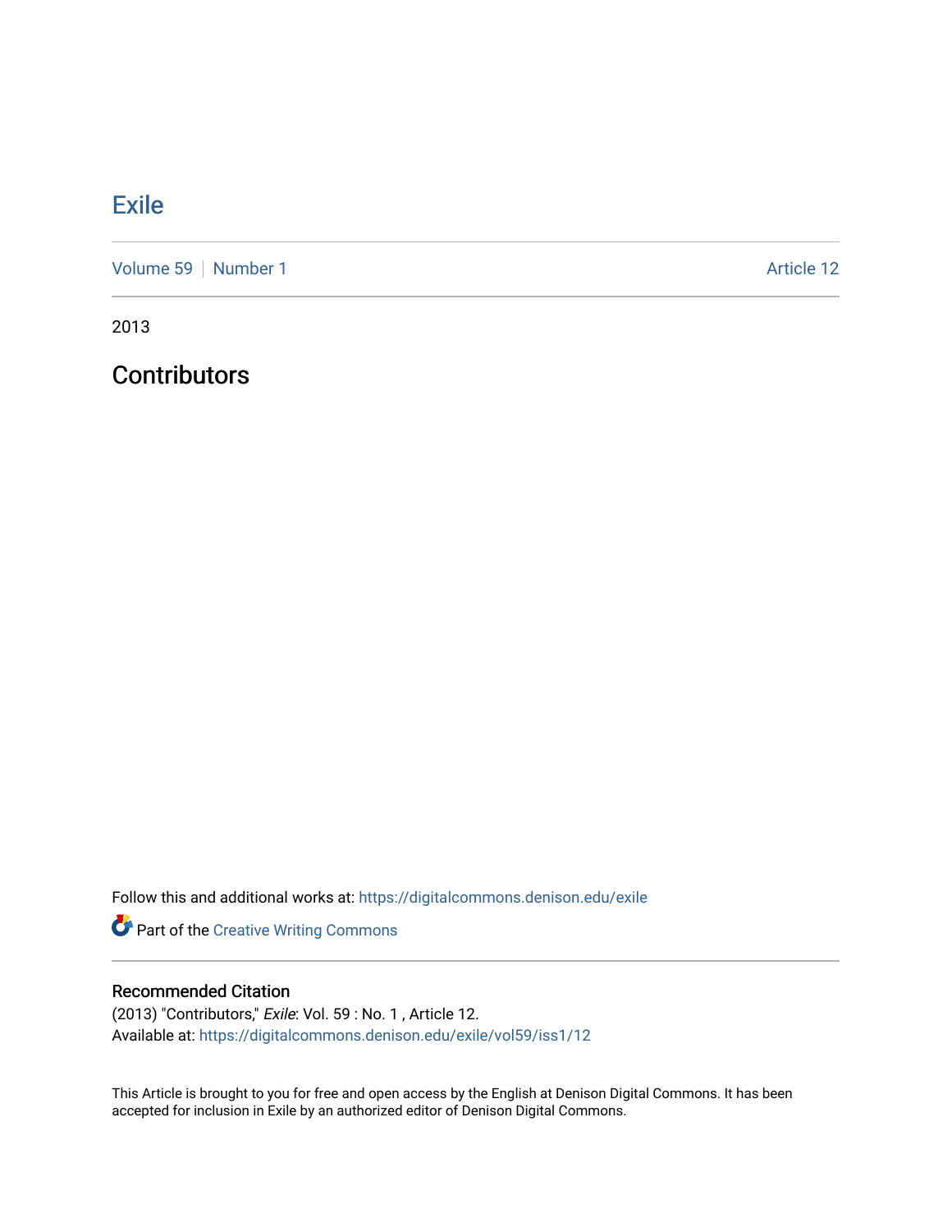# Exile

Volume 59 | Number 1 | Article 12

2013

## Contributors

Follow this and additional works at: https://digitalcommons.denison.edu/exile

Part of the Creative Writing Commons

### Recommended Citation

(2013) "Contributors," *Exile*: Vol. 59 : No. 1 , Article 12.
Available at: https://digitalcommons.denison.edu/exile/vol59/iss1/12

This Article is brought to you for free and open access by the English at Denison Digital Commons. It has been accepted for inclusion in Exile by an authorized editor of Denison Digital Commons.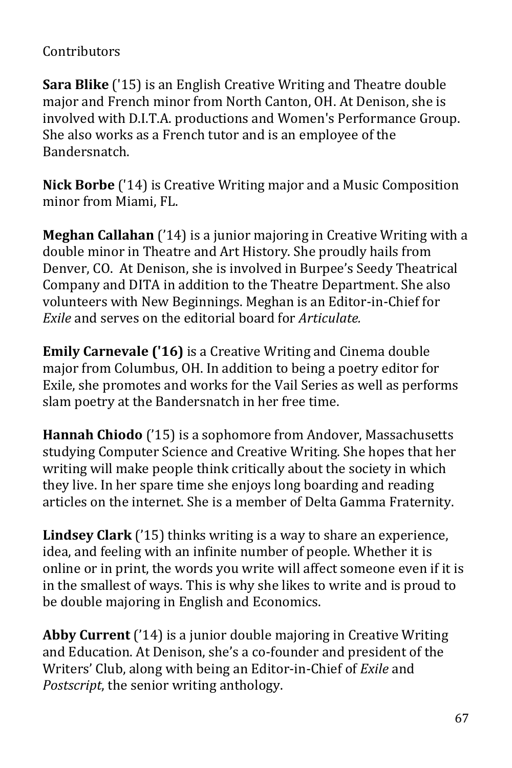Contributors

**Sara Blike** ('15) is an English Creative Writing and Theatre double major and French minor from North Canton, OH. At Denison, she is involved with D.I.T.A. productions and Women's Performance Group. She also works as a French tutor and is an employee of the Bandersnatch.

**Nick Borbe** ('14) is Creative Writing major and a Music Composition minor from Miami, FL.

**Meghan Callahan** ('14) is a junior majoring in Creative Writing with a double minor in Theatre and Art History. She proudly hails from Denver, CO. At Denison, she is involved in Burpee's Seedy Theatrical Company and DITA in addition to the Theatre Department. She also volunteers with New Beginnings. Meghan is an Editor-in-Chief for *Exile* and serves on the editorial board for *Articulate.*

**Emily Carnevale ('16)** is a Creative Writing and Cinema double major from Columbus, OH. In addition to being a poetry editor for Exile, she promotes and works for the Vail Series as well as performs slam poetry at the Bandersnatch in her free time.

**Hannah Chiodo** ('15) is a sophomore from Andover, Massachusetts studying Computer Science and Creative Writing. She hopes that her writing will make people think critically about the society in which they live. In her spare time she enjoys long boarding and reading articles on the internet. She is a member of Delta Gamma Fraternity.

**Lindsey Clark** ('15) thinks writing is a way to share an experience, idea, and feeling with an infinite number of people. Whether it is online or in print, the words you write will affect someone even if it is in the smallest of ways. This is why she likes to write and is proud to be double majoring in English and Economics.

**Abby Current** ('14) is a junior double majoring in Creative Writing and Education. At Denison, she's a co-founder and president of the Writers' Club, along with being an Editor-in-Chief of *Exile* and *Postscript*, the senior writing anthology.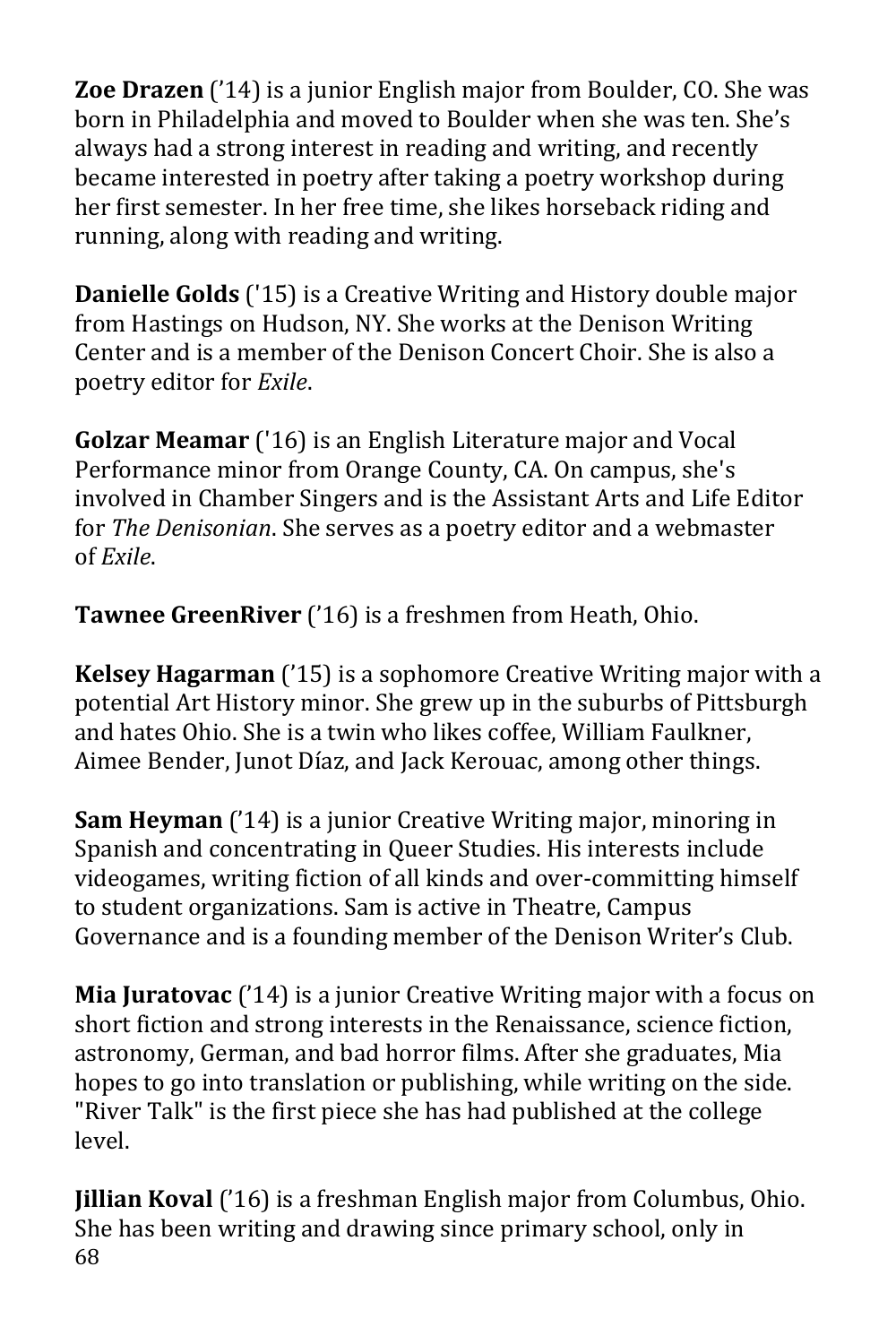**Zoe Drazen** (’14) is a junior English major from Boulder, CO. She was born in Philadelphia and moved to Boulder when she was ten. She’s always had a strong interest in reading and writing, and recently became interested in poetry after taking a poetry workshop during her first semester. In her free time, she likes horseback riding and running, along with reading and writing.

**Danielle Golds** ('15) is a Creative Writing and History double major from Hastings on Hudson, NY. She works at the Denison Writing Center and is a member of the Denison Concert Choir. She is also a poetry editor for *Exile*.

**Golzar Meamar** ('16) is an English Literature major and Vocal Performance minor from Orange County, CA. On campus, she's involved in Chamber Singers and is the Assistant Arts and Life Editor for *The Denisonian*. She serves as a poetry editor and a webmaster of *Exile*.

**Tawnee GreenRiver** (’16) is a freshmen from Heath, Ohio.

**Kelsey Hagarman** (’15) is a sophomore Creative Writing major with a potential Art History minor. She grew up in the suburbs of Pittsburgh and hates Ohio. She is a twin who likes coffee, William Faulkner, Aimee Bender, Junot Díaz, and Jack Kerouac, among other things.

**Sam Heyman** (’14) is a junior Creative Writing major, minoring in Spanish and concentrating in Queer Studies. His interests include videogames, writing fiction of all kinds and over-committing himself to student organizations. Sam is active in Theatre, Campus Governance and is a founding member of the Denison Writer’s Club.

**Mia Juratovac** (’14) is a junior Creative Writing major with a focus on short fiction and strong interests in the Renaissance, science fiction, astronomy, German, and bad horror films. After she graduates, Mia hopes to go into translation or publishing, while writing on the side. "River Talk" is the first piece she has had published at the college level.

**Jillian Koval** (’16) is a freshman English major from Columbus, Ohio. She has been writing and drawing since primary school, only in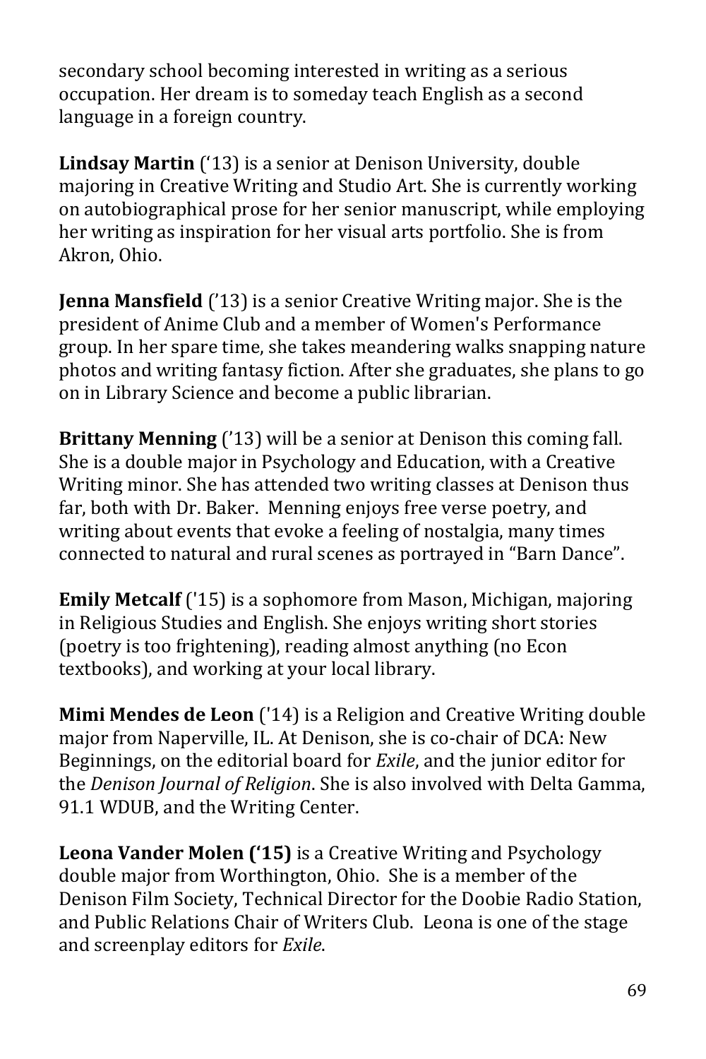secondary school becoming interested in writing as a serious occupation. Her dream is to someday teach English as a second language in a foreign country.

**Lindsay Martin** ('13) is a senior at Denison University, double majoring in Creative Writing and Studio Art. She is currently working on autobiographical prose for her senior manuscript, while employing her writing as inspiration for her visual arts portfolio. She is from Akron, Ohio.

**Jenna Mansfield** ('13) is a senior Creative Writing major. She is the president of Anime Club and a member of Women's Performance group. In her spare time, she takes meandering walks snapping nature photos and writing fantasy fiction. After she graduates, she plans to go on in Library Science and become a public librarian.

**Brittany Menning** ('13) will be a senior at Denison this coming fall. She is a double major in Psychology and Education, with a Creative Writing minor. She has attended two writing classes at Denison thus far, both with Dr. Baker. Menning enjoys free verse poetry, and writing about events that evoke a feeling of nostalgia, many times connected to natural and rural scenes as portrayed in "Barn Dance".

**Emily Metcalf** ('15) is a sophomore from Mason, Michigan, majoring in Religious Studies and English. She enjoys writing short stories (poetry is too frightening), reading almost anything (no Econ textbooks), and working at your local library.

**Mimi Mendes de Leon** ('14) is a Religion and Creative Writing double major from Naperville, IL. At Denison, she is co-chair of DCA: New Beginnings, on the editorial board for *Exile*, and the junior editor for the *Denison Journal of Religion*. She is also involved with Delta Gamma, 91.1 WDUB, and the Writing Center.

**Leona Vander Molen ('15)** is a Creative Writing and Psychology double major from Worthington, Ohio. She is a member of the Denison Film Society, Technical Director for the Doobie Radio Station, and Public Relations Chair of Writers Club. Leona is one of the stage and screenplay editors for *Exile*.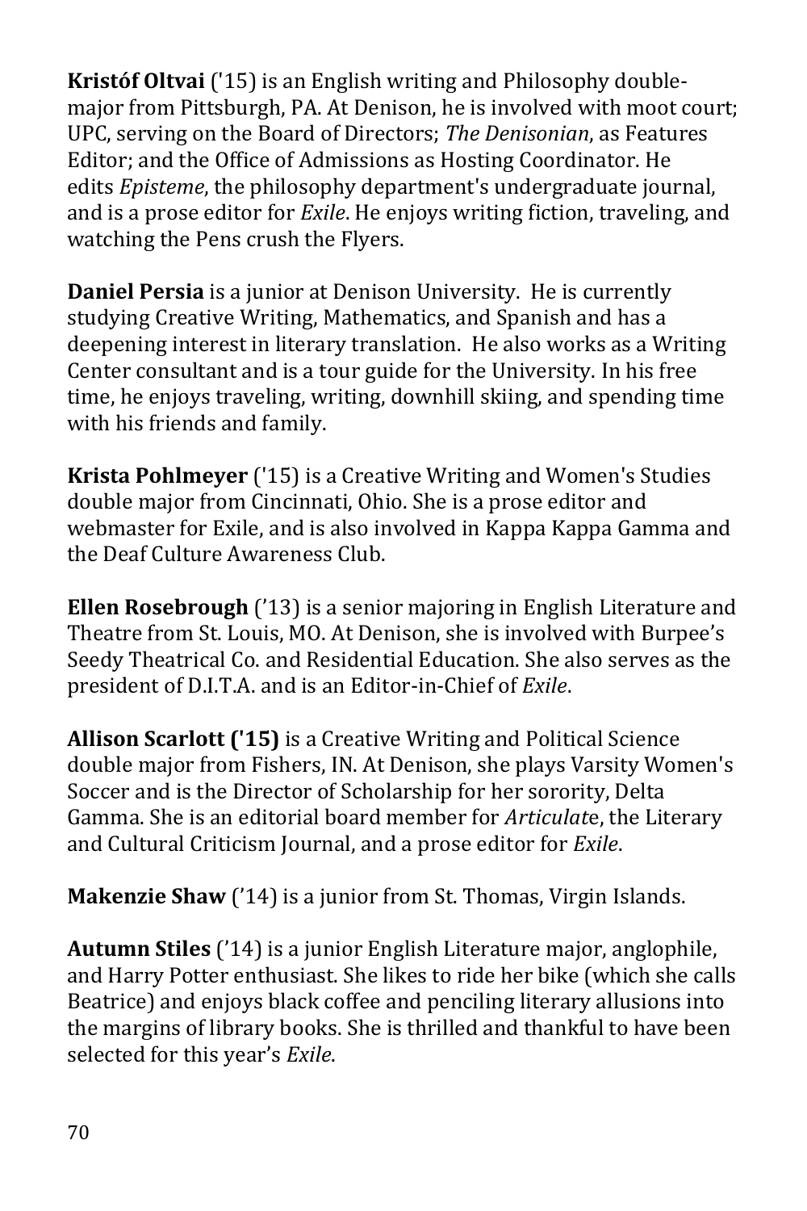**Kristóf Oltvai** ('15) is an English writing and Philosophy double-major from Pittsburgh, PA. At Denison, he is involved with moot court; UPC, serving on the Board of Directors; *The Denisonian*, as Features Editor; and the Office of Admissions as Hosting Coordinator. He edits *Episteme*, the philosophy department's undergraduate journal, and is a prose editor for *Exile*. He enjoys writing fiction, traveling, and watching the Pens crush the Flyers.

**Daniel Persia** is a junior at Denison University. He is currently studying Creative Writing, Mathematics, and Spanish and has a deepening interest in literary translation. He also works as a Writing Center consultant and is a tour guide for the University. In his free time, he enjoys traveling, writing, downhill skiing, and spending time with his friends and family.

**Krista Pohlmeyer** ('15) is a Creative Writing and Women's Studies double major from Cincinnati, Ohio. She is a prose editor and webmaster for Exile, and is also involved in Kappa Kappa Gamma and the Deaf Culture Awareness Club.

**Ellen Rosebrough** ('13) is a senior majoring in English Literature and Theatre from St. Louis, MO. At Denison, she is involved with Burpee's Seedy Theatrical Co. and Residential Education. She also serves as the president of D.I.T.A. and is an Editor-in-Chief of *Exile*.

**Allison Scarlott ('15)** is a Creative Writing and Political Science double major from Fishers, IN. At Denison, she plays Varsity Women's Soccer and is the Director of Scholarship for her sorority, Delta Gamma. She is an editorial board member for *Articulat*e, the Literary and Cultural Criticism Journal, and a prose editor for *Exile*.

**Makenzie Shaw** ('14) is a junior from St. Thomas, Virgin Islands.

**Autumn Stiles** ('14) is a junior English Literature major, anglophile, and Harry Potter enthusiast. She likes to ride her bike (which she calls Beatrice) and enjoys black coffee and penciling literary allusions into the margins of library books. She is thrilled and thankful to have been selected for this year's *Exile*.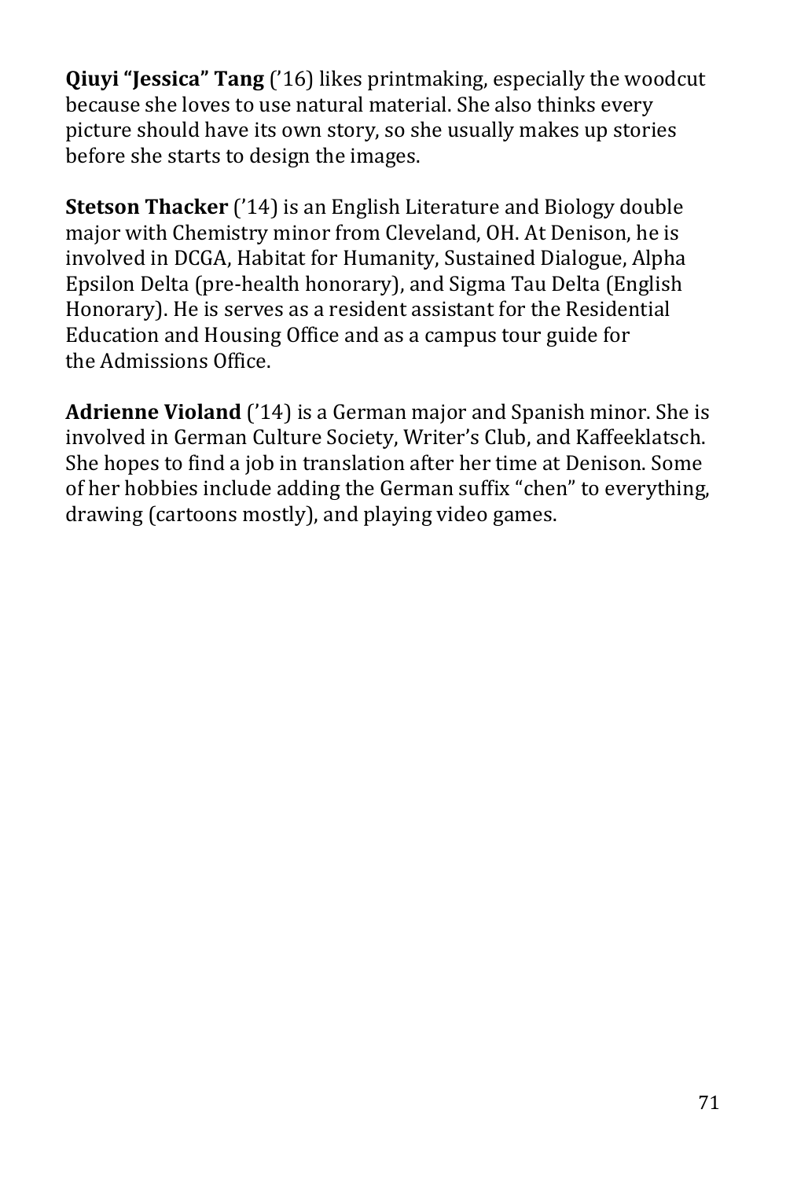**Qiuyi "Jessica" Tang** ('16) likes printmaking, especially the woodcut because she loves to use natural material. She also thinks every picture should have its own story, so she usually makes up stories before she starts to design the images.

**Stetson Thacker** ('14) is an English Literature and Biology double major with Chemistry minor from Cleveland, OH. At Denison, he is involved in DCGA, Habitat for Humanity, Sustained Dialogue, Alpha Epsilon Delta (pre-health honorary), and Sigma Tau Delta (English Honorary). He is serves as a resident assistant for the Residential Education and Housing Office and as a campus tour guide for the Admissions Office.

**Adrienne Violand** ('14) is a German major and Spanish minor. She is involved in German Culture Society, Writer's Club, and Kaffeeklatsch. She hopes to find a job in translation after her time at Denison. Some of her hobbies include adding the German suffix "chen" to everything, drawing (cartoons mostly), and playing video games.